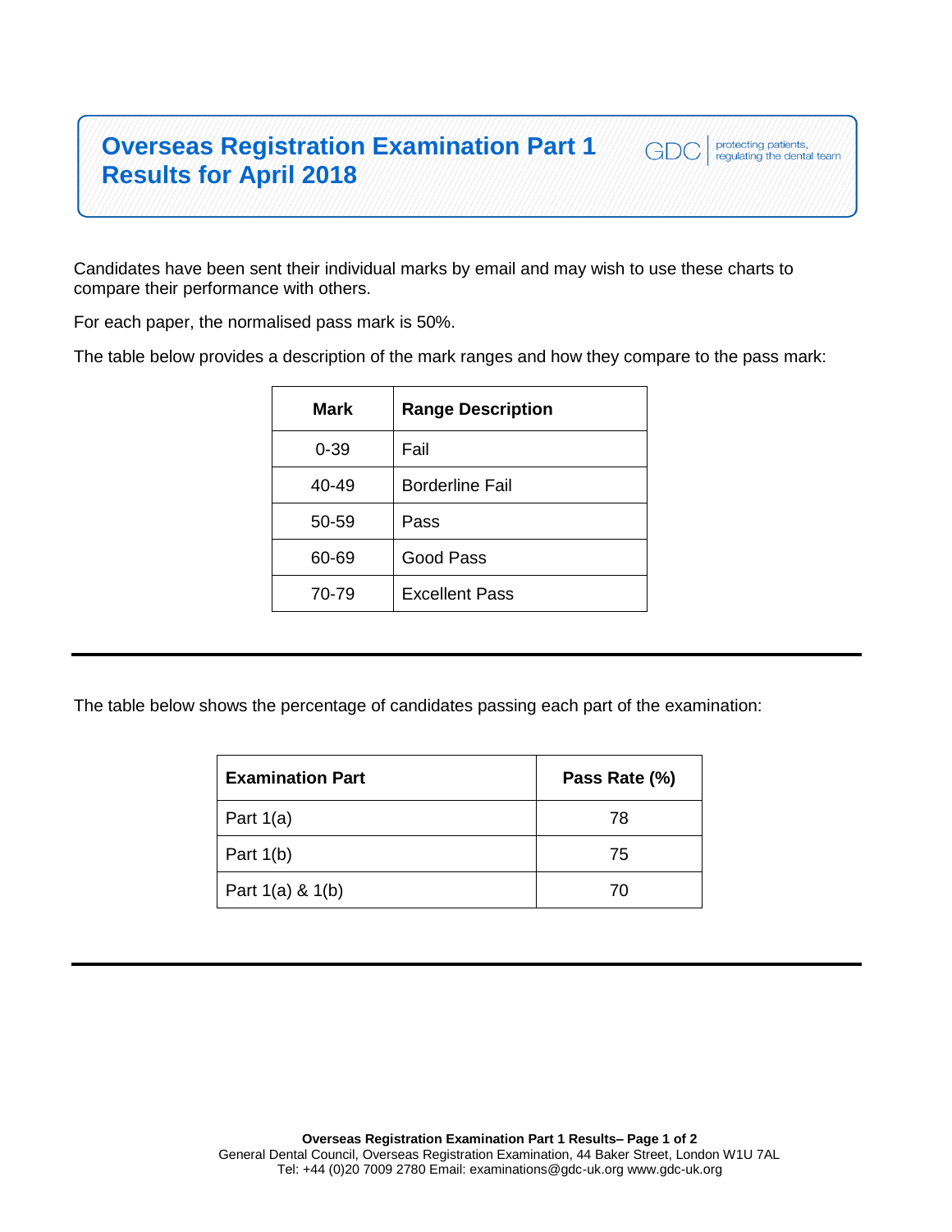# Overseas Registration Examination Part 1 Results for April 2018

GDC | protecting patients, regulating the dental team

Candidates have been sent their individual marks by email and may wish to use these charts to compare their performance with others.

For each paper, the normalised pass mark is 50%.

The table below provides a description of the mark ranges and how they compare to the pass mark:

| Mark | Range Description |
|---|---|
| 0-39 | Fail |
| 40-49 | Borderline Fail |
| 50-59 | Pass |
| 60-69 | Good Pass |
| 70-79 | Excellent Pass |

---

The table below shows the percentage of candidates passing each part of the examination:

| Examination Part | Pass Rate (%) |
|---|---|
| Part 1(a) | 78 |
| Part 1(b) | 75 |
| Part 1(a) & 1(b) | 70 |

---

General Dental Council, Overseas Registration Examination, 44 Baker Street, London W1U 7AL
Tel: +44 (0)20 7009 2780 Email: examinations@gdc-uk.org www.gdc-uk.org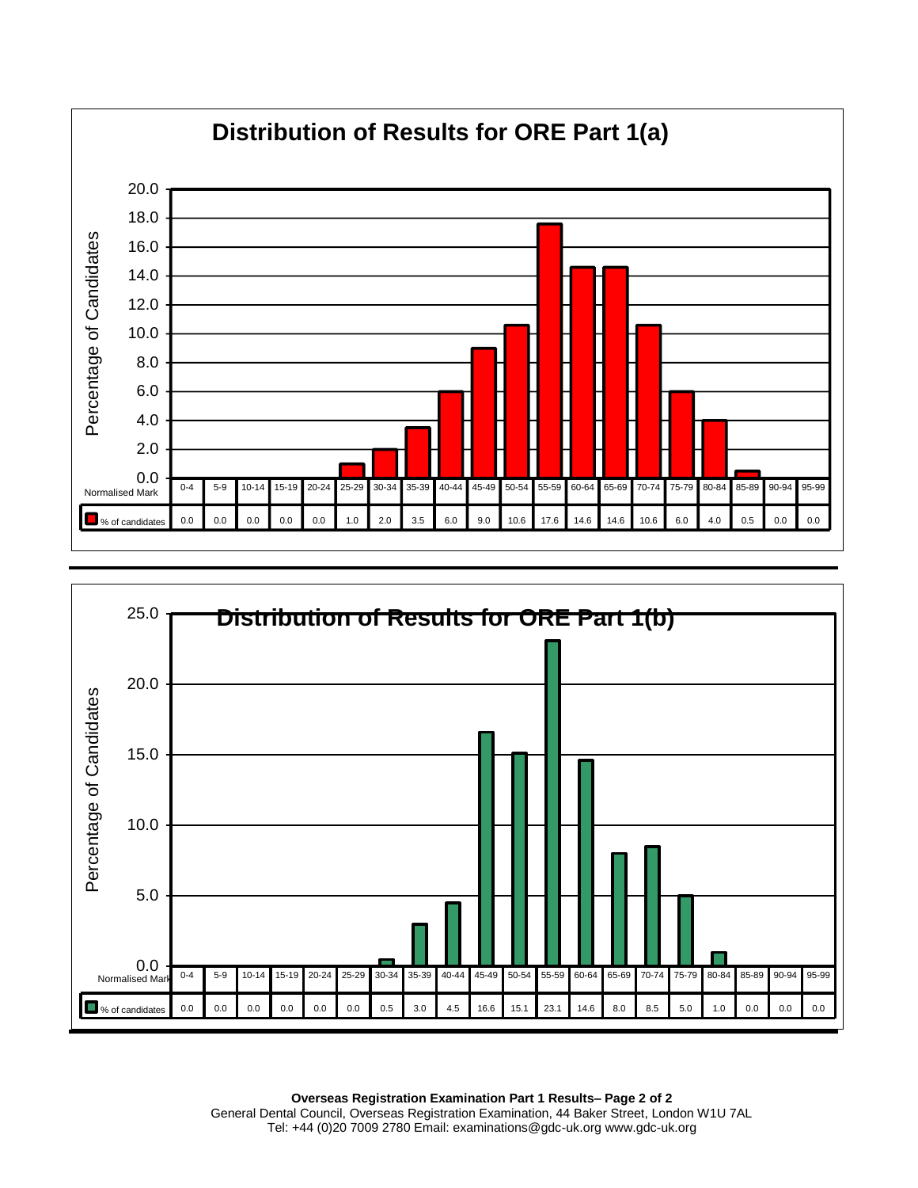## Distribution of Results for ORE Part 1(a)

Percentage of Candidates

20.0
18.0
16.0
14.0
12.0
10.0
8.0
6.0
4.0
2.0
0.0

Normalised Mark: 0-4, 5-9, 10-14, 15-19, 20-24, 25-29, 30-34, 35-39, 40-44, 45-49, 50-54, 55-59, 60-64, 65-69, 70-74, 75-79, 80-84, 85-89, 90-94, 95-99

% of candidates: 0.0, 0.0, 0.0, 0.0, 0.0, 1.0, 2.0, 3.5, 6.0, 9.0, 10.6, 17.6, 14.6, 14.6, 10.6, 6.0, 4.0, 0.5, 0.0, 0.0

## Distribution of Results for ORE Part 1(b)

Percentage of Candidates

25.0
20.0
15.0
10.0
5.0
0.0

Normalised Mark: 0-4, 5-9, 10-14, 15-19, 20-24, 25-29, 30-34, 35-39, 40-44, 45-49, 50-54, 55-59, 60-64, 65-69, 70-74, 75-79, 80-84, 85-89, 90-94, 95-99

% of candidates: 0.0, 0.0, 0.0, 0.0, 0.0, 0.0, 0.5, 3.0, 4.5, 16.6, 15.1, 23.1, 14.6, 8.0, 8.5, 5.0, 1.0, 0.0, 0.0, 0.0